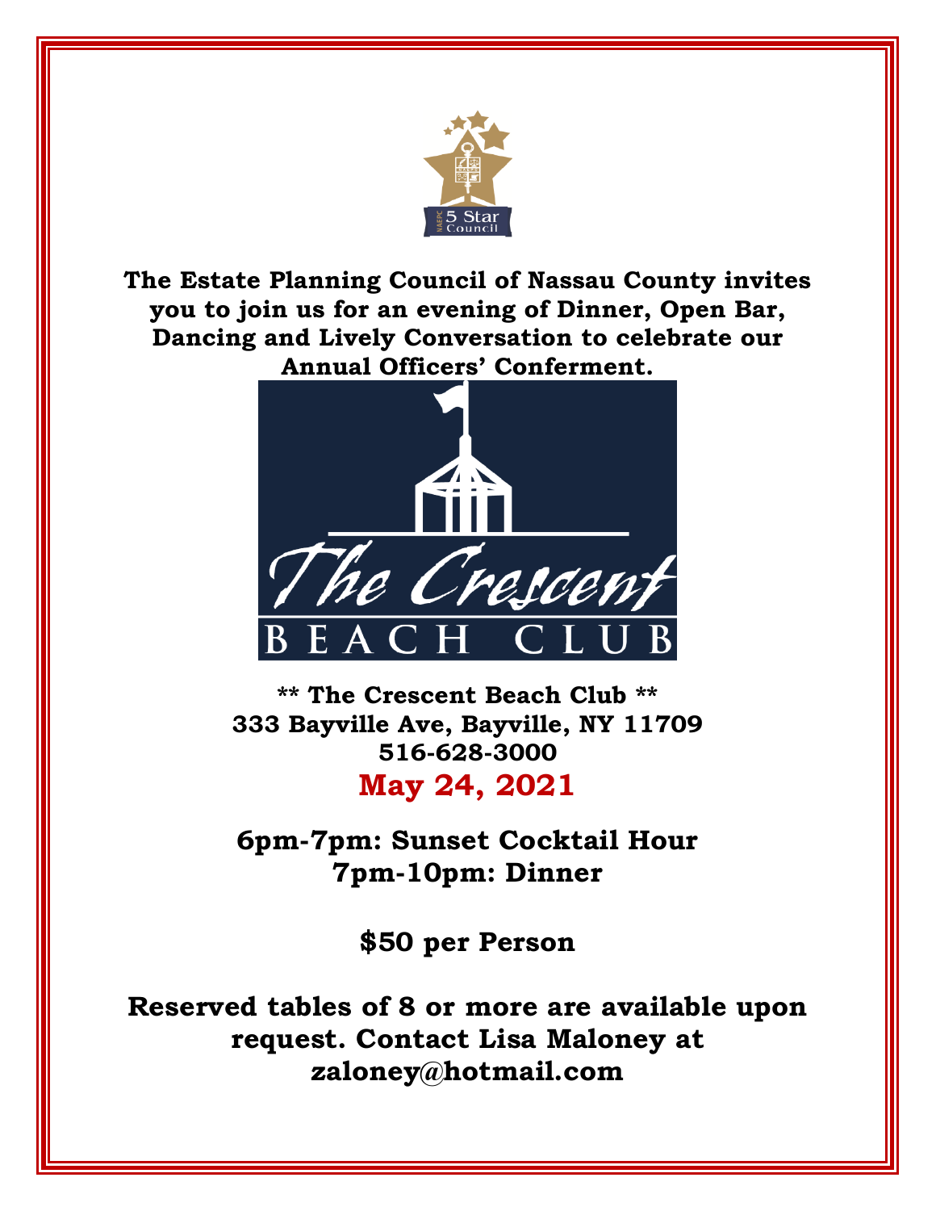**The Estate Planning Council of Nassau County invites you to join us for an evening of Dinner, Open Bar, Dancing and Lively Conversation to celebrate our Annual Officers' Conferment.**

**\*\* The Crescent Beach Club \*\***
**333 Bayville Ave, Bayville, NY 11709**
**516-628-3000**

## May 24, 2021

**6pm-7pm: Sunset Cocktail Hour**
**7pm-10pm: Dinner**

**$50 per Person**

**Reserved tables of 8 or more are available upon request. Contact Lisa Maloney at zaloney@hotmail.com**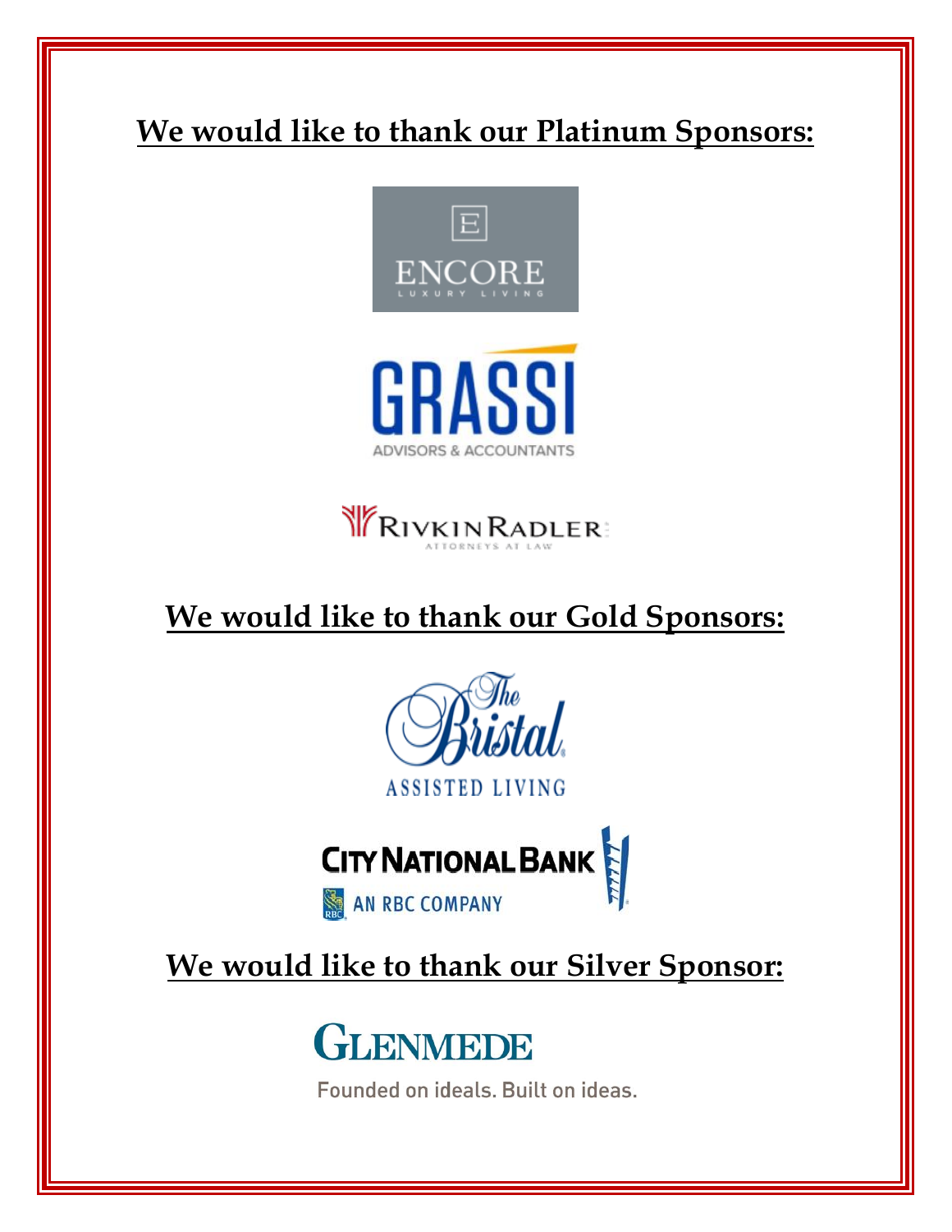## We would like to thank our Platinum Sponsors:

ENCORE
LUXURY LIVING

GRASSI
ADVISORS & ACCOUNTANTS

RIVKIN RADLER
ATTORNEYS AT LAW

## We would like to thank our Gold Sponsors:

The Bristal
ASSISTED LIVING

CITY NATIONAL BANK
AN RBC COMPANY

## We would like to thank our Silver Sponsor:

GLENMEDE
Founded on ideals. Built on ideas.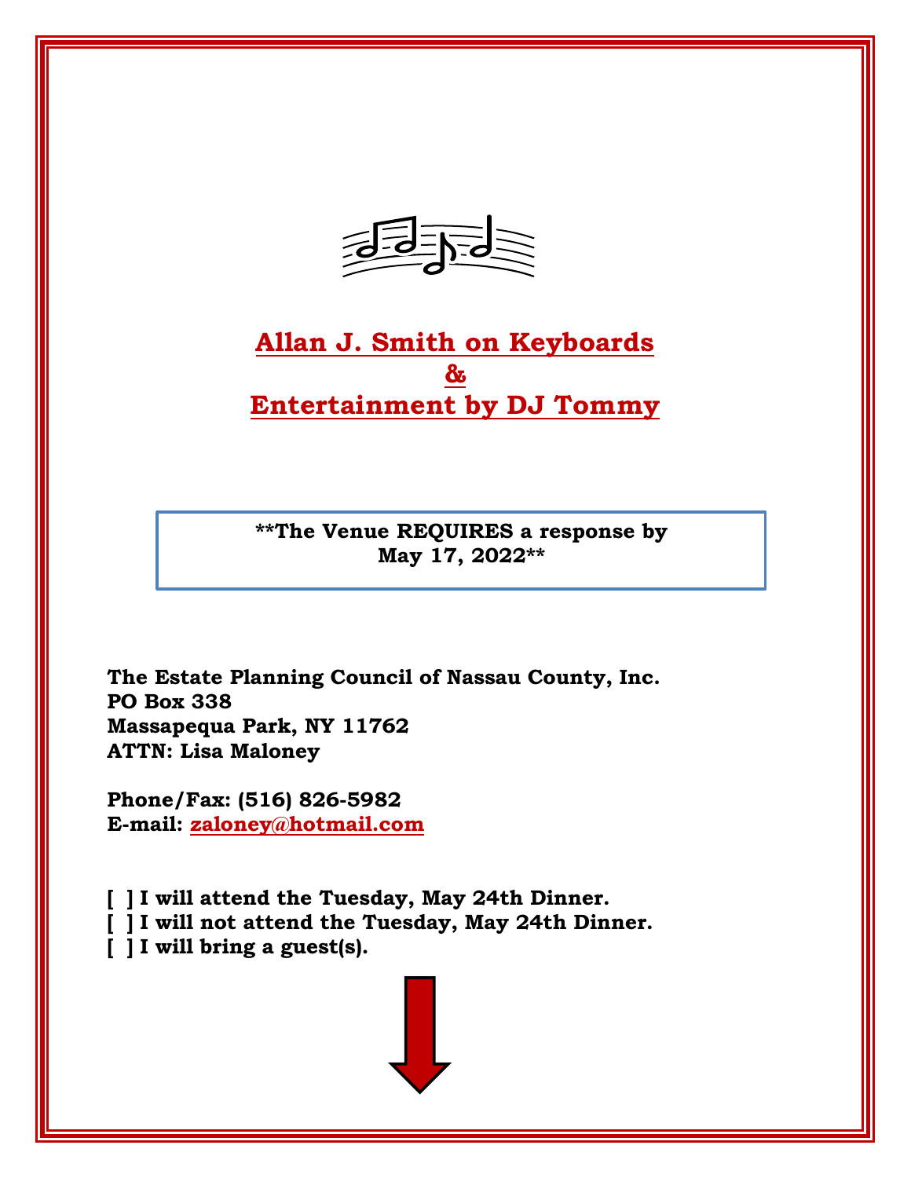## Allan J. Smith on Keyboards
## &
## Entertainment by DJ Tommy

**\*\*The Venue REQUIRES a response by May 17, 2022\*\***

**The Estate Planning Council of Nassau County, Inc.**
**PO Box 338**
**Massapequa Park, NY 11762**
**ATTN: Lisa Maloney**

**Phone/Fax: (516) 826-5982**
**E-mail: zaloney@hotmail.com**

**[  ] I will attend the Tuesday, May 24th Dinner.**
**[  ] I will not attend the Tuesday, May 24th Dinner.**
**[  ] I will bring a guest(s).**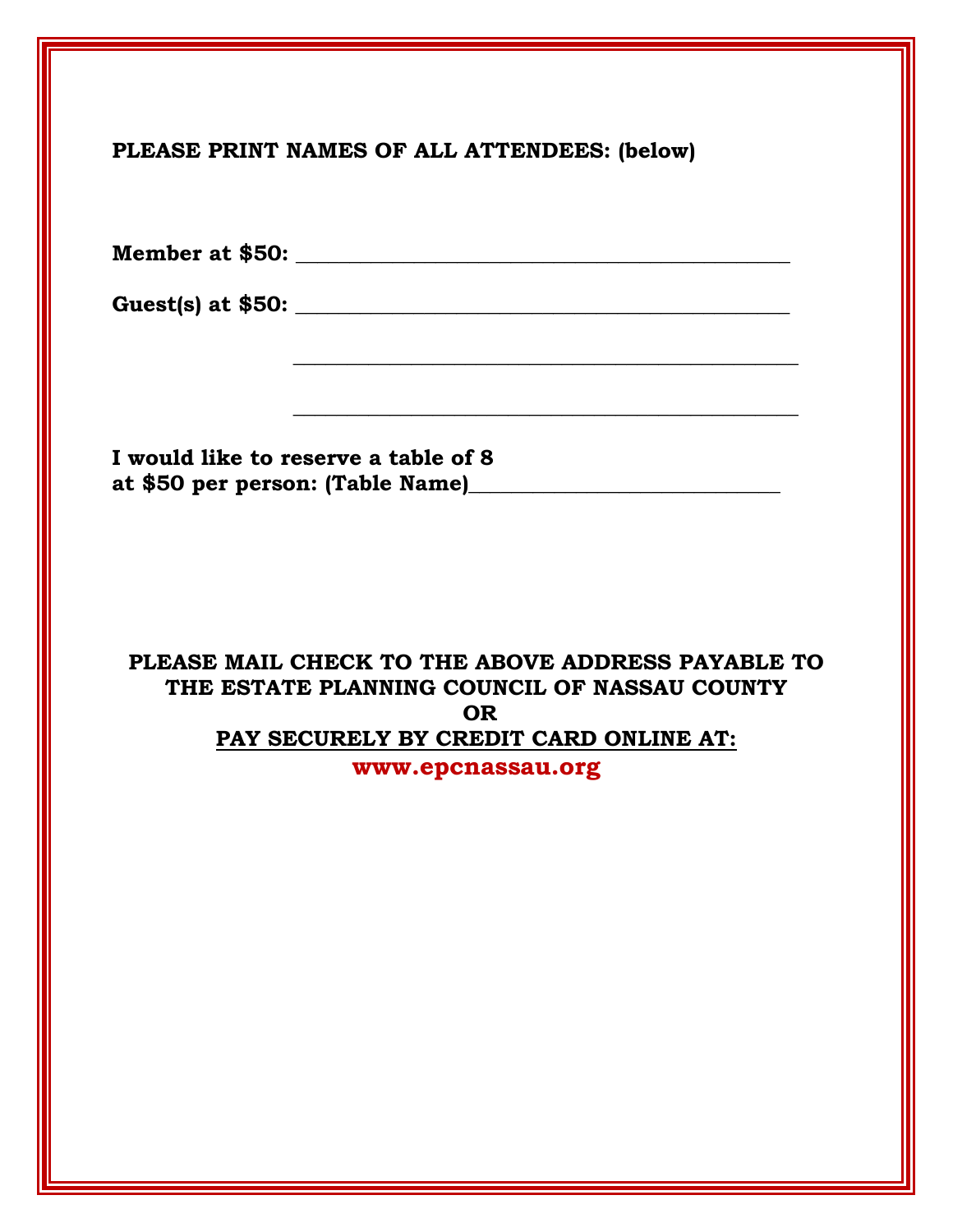**PLEASE PRINT NAMES OF ALL ATTENDEES: (below)**

**Member at $50:** ______________________________________________

**Guest(s) at $50:** ______________________________________________

______________________________________________

______________________________________________

**I would like to reserve a table of 8**
**at $50 per person: (Table Name)**_____________________________

**PLEASE MAIL CHECK TO THE ABOVE ADDRESS PAYABLE TO**
**THE ESTATE PLANNING COUNCIL OF NASSAU COUNTY**
**OR**
**PAY SECURELY BY CREDIT CARD ONLINE AT:**
**www.epcnassau.org**